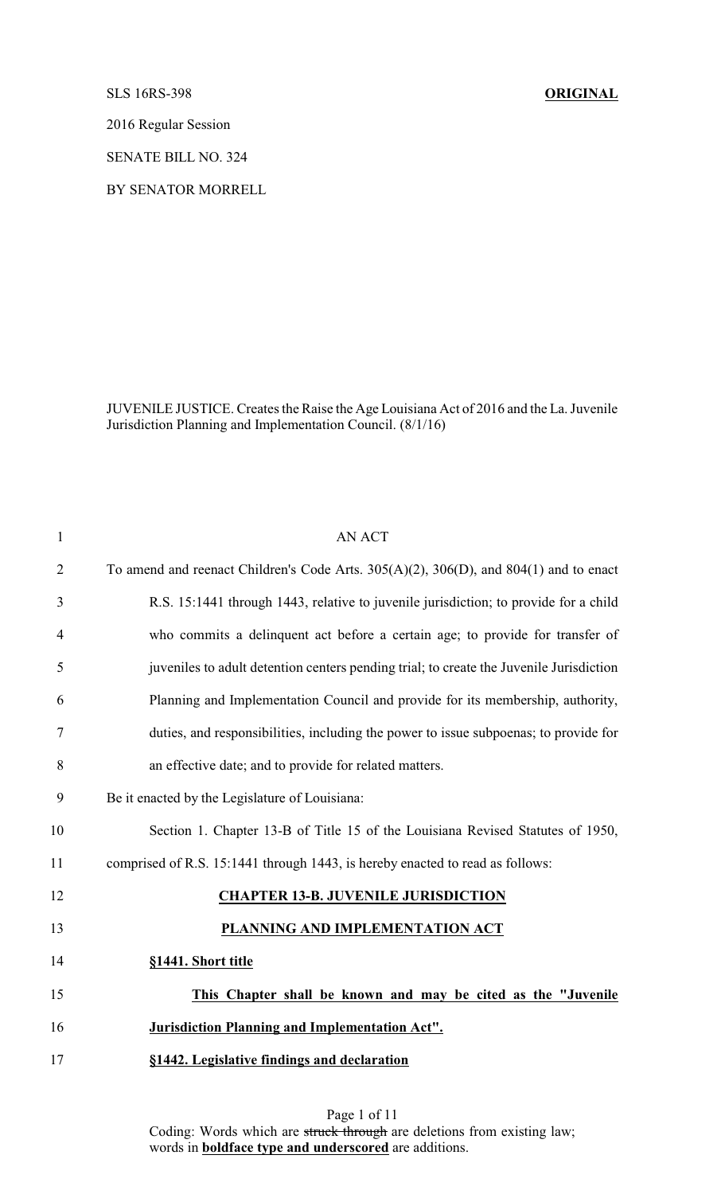SLS 16RS-398 **ORIGINAL**

2016 Regular Session

SENATE BILL NO. 324

BY SENATOR MORRELL

JUVENILE JUSTICE. Creates the Raise the Age Louisiana Act of 2016 and the La. Juvenile Jurisdiction Planning and Implementation Council. (8/1/16)

AN ACT

To amend and reenact Children's Code Arts. 305(A)(2), 306(D), and 804(1) and to enact R.S. 15:1441 through 1443, relative to juvenile jurisdiction; to provide for a child who commits a delinquent act before a certain age; to provide for transfer of juveniles to adult detention centers pending trial; to create the Juvenile Jurisdiction Planning and Implementation Council and provide for its membership, authority, duties, and responsibilities, including the power to issue subpoenas; to provide for an effective date; and to provide for related matters.

Be it enacted by the Legislature of Louisiana:

Section 1. Chapter 13-B of Title 15 of the Louisiana Revised Statutes of 1950, comprised of R.S. 15:1441 through 1443, is hereby enacted to read as follows:

**CHAPTER 13-B. JUVENILE JURISDICTION**

**PLANNING AND IMPLEMENTATION ACT**

**§1441. Short title**

**This Chapter shall be known and may be cited as the "Juvenile Jurisdiction Planning and Implementation Act".**

**§1442. Legislative findings and declaration**

Coding: Words which are ~~struck through~~ are deletions from existing law; words in **boldface type and underscored** are additions.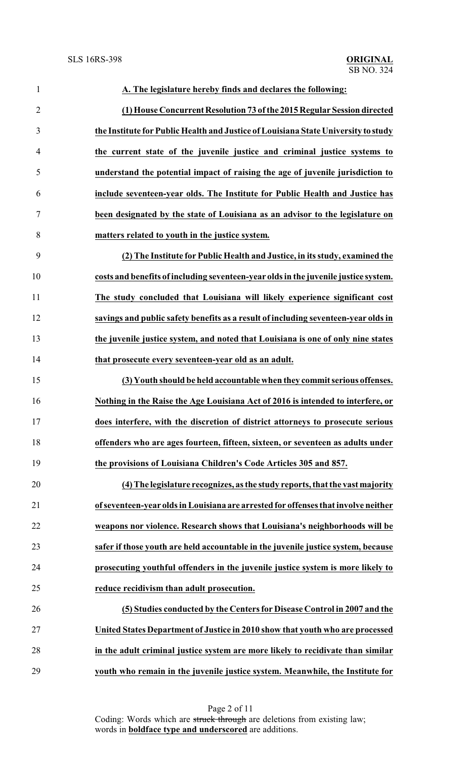**A. The legislature hereby finds and declares the following:**

**(1) House Concurrent Resolution 73 of the 2015 Regular Session directed the Institute for Public Health and Justice of Louisiana State University to study the current state of the juvenile justice and criminal justice systems to understand the potential impact of raising the age of juvenile jurisdiction to include seventeen-year olds. The Institute for Public Health and Justice has been designated by the state of Louisiana as an advisor to the legislature on matters related to youth in the justice system.**

**(2) The Institute for Public Health and Justice, in its study, examined the costs and benefits of including seventeen-year olds in the juvenile justice system. The study concluded that Louisiana will likely experience significant cost savings and public safety benefits as a result of including seventeen-year olds in the juvenile justice system, and noted that Louisiana is one of only nine states that prosecute every seventeen-year old as an adult.**

**(3) Youth should be held accountable when they commit serious offenses. Nothing in the Raise the Age Louisiana Act of 2016 is intended to interfere, or does interfere, with the discretion of district attorneys to prosecute serious offenders who are ages fourteen, fifteen, sixteen, or seventeen as adults under the provisions of Louisiana Children's Code Articles 305 and 857.**

**(4) The legislature recognizes, as the study reports, that the vast majority of seventeen-year olds in Louisiana are arrested for offenses that involve neither weapons nor violence. Research shows that Louisiana's neighborhoods will be safer if those youth are held accountable in the juvenile justice system, because prosecuting youthful offenders in the juvenile justice system is more likely to reduce recidivism than adult prosecution.**

**(5) Studies conducted by the Centers for Disease Control in 2007 and the United States Department of Justice in 2010 show that youth who are processed in the adult criminal justice system are more likely to recidivate than similar youth who remain in the juvenile justice system. Meanwhile, the Institute for**

Coding: Words which are ~~struck through~~ are deletions from existing law; words in **boldface type and underscored** are additions.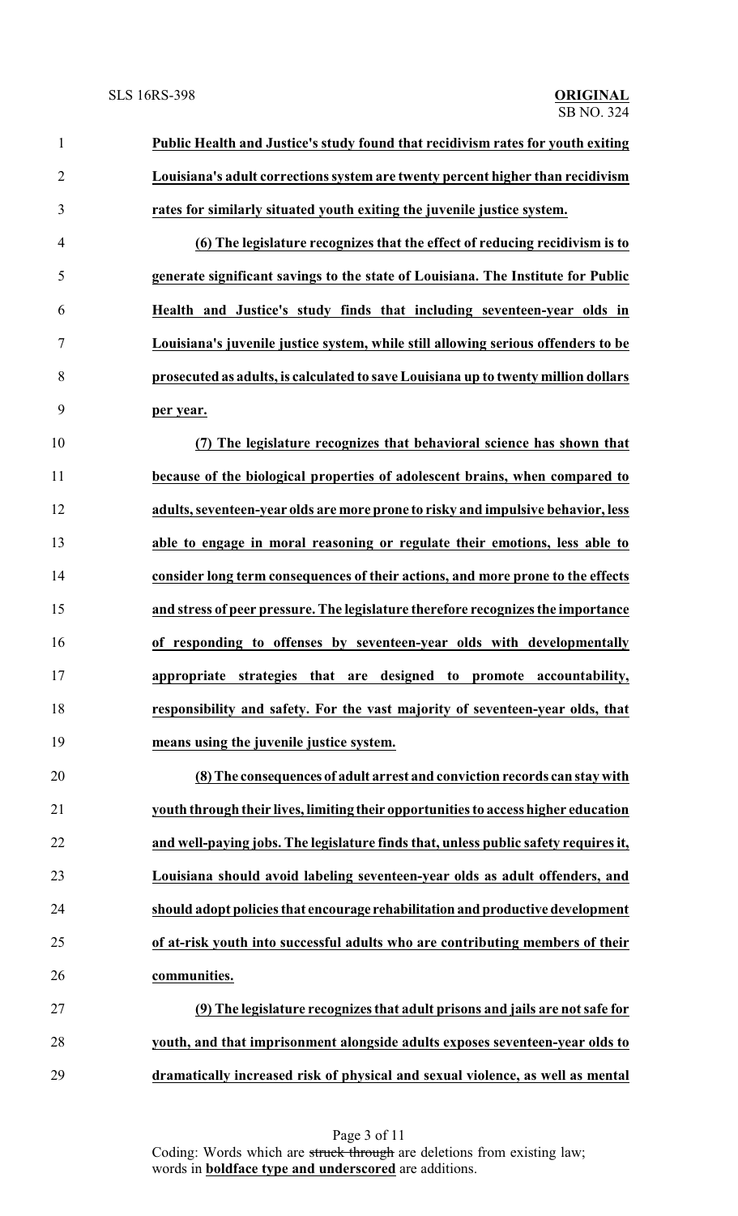**Public Health and Justice's study found that recidivism rates for youth exiting Louisiana's adult corrections system are twenty percent higher than recidivism rates for similarly situated youth exiting the juvenile justice system.**

**(6) The legislature recognizes that the effect of reducing recidivism is to generate significant savings to the state of Louisiana. The Institute for Public Health and Justice's study finds that including seventeen-year olds in Louisiana's juvenile justice system, while still allowing serious offenders to be prosecuted as adults, is calculated to save Louisiana up to twenty million dollars per year.**

**(7) The legislature recognizes that behavioral science has shown that because of the biological properties of adolescent brains, when compared to adults, seventeen-year olds are more prone to risky and impulsive behavior, less able to engage in moral reasoning or regulate their emotions, less able to consider long term consequences of their actions, and more prone to the effects and stress of peer pressure. The legislature therefore recognizes the importance of responding to offenses by seventeen-year olds with developmentally appropriate strategies that are designed to promote accountability, responsibility and safety. For the vast majority of seventeen-year olds, that means using the juvenile justice system.**

**(8) The consequences of adult arrest and conviction records can stay with youth through their lives, limiting their opportunities to access higher education and well-paying jobs. The legislature finds that, unless public safety requires it, Louisiana should avoid labeling seventeen-year olds as adult offenders, and should adopt policies that encourage rehabilitation and productive development of at-risk youth into successful adults who are contributing members of their communities.**

**(9) The legislature recognizes that adult prisons and jails are not safe for youth, and that imprisonment alongside adults exposes seventeen-year olds to dramatically increased risk of physical and sexual violence, as well as mental**

Coding: Words which are ~~struck through~~ are deletions from existing law; words in **boldface type and underscored** are additions.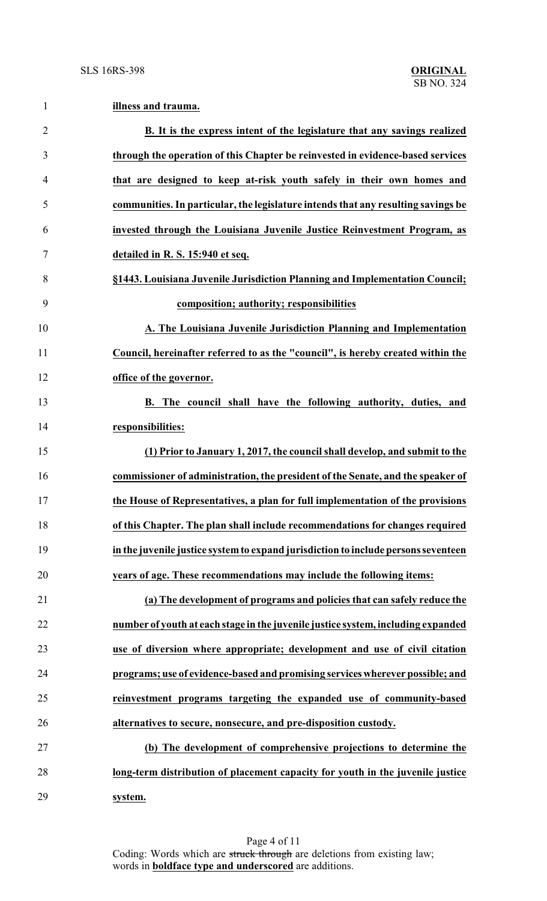**illness and trauma.**

**B. It is the express intent of the legislature that any savings realized through the operation of this Chapter be reinvested in evidence-based services that are designed to keep at-risk youth safely in their own homes and communities. In particular, the legislature intends that any resulting savings be invested through the Louisiana Juvenile Justice Reinvestment Program, as detailed in R. S. 15:940 et seq.**

**§1443. Louisiana Juvenile Jurisdiction Planning and Implementation Council; composition; authority; responsibilities**

**A. The Louisiana Juvenile Jurisdiction Planning and Implementation Council, hereinafter referred to as the "council", is hereby created within the office of the governor.**

**B. The council shall have the following authority, duties, and responsibilities:**

**(1) Prior to January 1, 2017, the council shall develop, and submit to the commissioner of administration, the president of the Senate, and the speaker of the House of Representatives, a plan for full implementation of the provisions of this Chapter. The plan shall include recommendations for changes required in the juvenile justice system to expand jurisdiction to include persons seventeen years of age. These recommendations may include the following items:**

**(a) The development of programs and policies that can safely reduce the number of youth at each stage in the juvenile justice system, including expanded use of diversion where appropriate; development and use of civil citation programs; use of evidence-based and promising services wherever possible; and reinvestment programs targeting the expanded use of community-based alternatives to secure, nonsecure, and pre-disposition custody.**

**(b) The development of comprehensive projections to determine the long-term distribution of placement capacity for youth in the juvenile justice system.**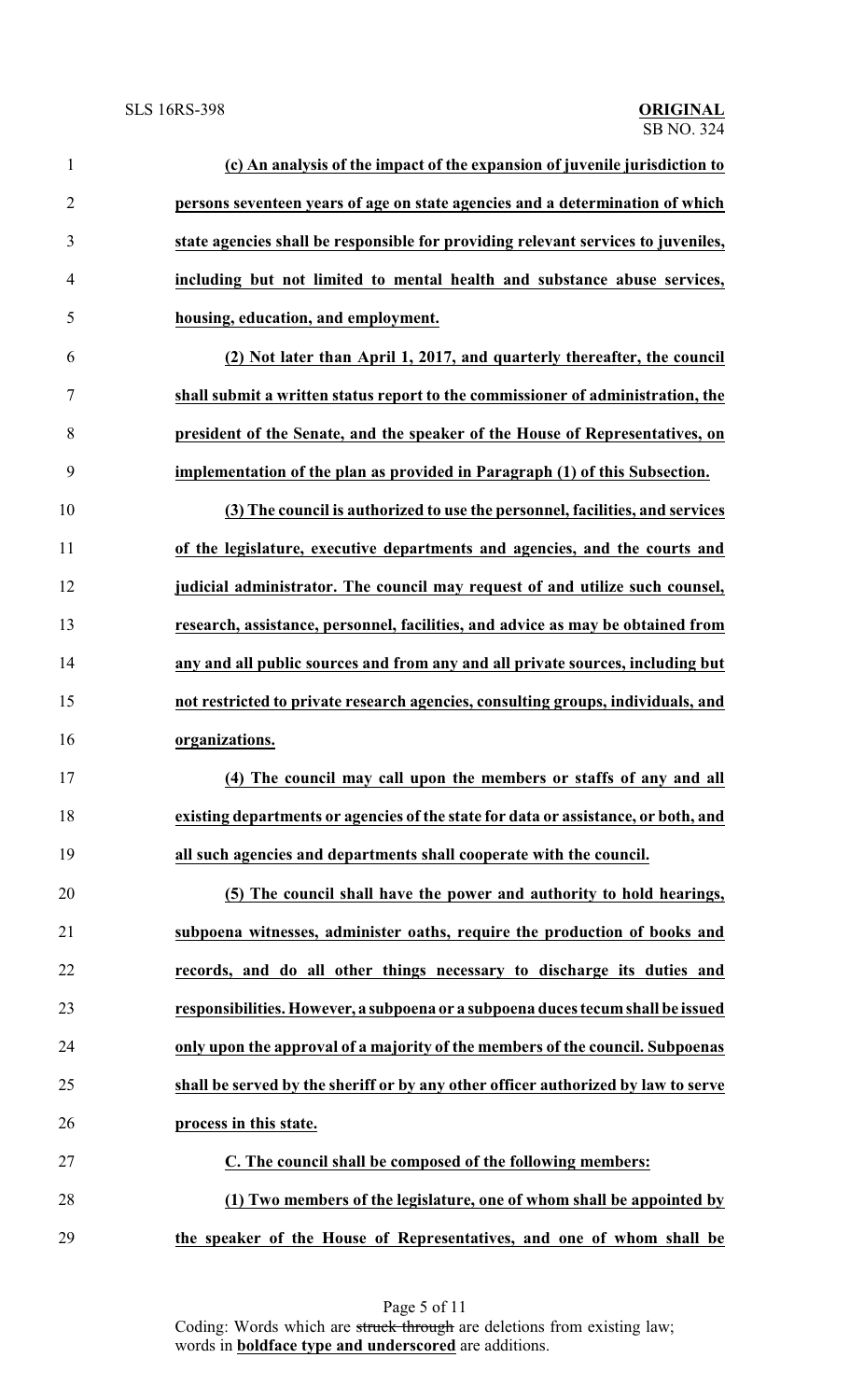**(c) An analysis of the impact of the expansion of juvenile jurisdiction to persons seventeen years of age on state agencies and a determination of which state agencies shall be responsible for providing relevant services to juveniles, including but not limited to mental health and substance abuse services, housing, education, and employment.**

**(2) Not later than April 1, 2017, and quarterly thereafter, the council shall submit a written status report to the commissioner of administration, the president of the Senate, and the speaker of the House of Representatives, on implementation of the plan as provided in Paragraph (1) of this Subsection.**

**(3) The council is authorized to use the personnel, facilities, and services of the legislature, executive departments and agencies, and the courts and judicial administrator. The council may request of and utilize such counsel, research, assistance, personnel, facilities, and advice as may be obtained from any and all public sources and from any and all private sources, including but not restricted to private research agencies, consulting groups, individuals, and organizations.**

**(4) The council may call upon the members or staffs of any and all existing departments or agencies of the state for data or assistance, or both, and all such agencies and departments shall cooperate with the council.**

**(5) The council shall have the power and authority to hold hearings, subpoena witnesses, administer oaths, require the production of books and records, and do all other things necessary to discharge its duties and responsibilities. However, a subpoena or a subpoena duces tecum shall be issued only upon the approval of a majority of the members of the council. Subpoenas shall be served by the sheriff or by any other officer authorized by law to serve process in this state.**

**C. The council shall be composed of the following members:**

**(1) Two members of the legislature, one of whom shall be appointed by the speaker of the House of Representatives, and one of whom shall be**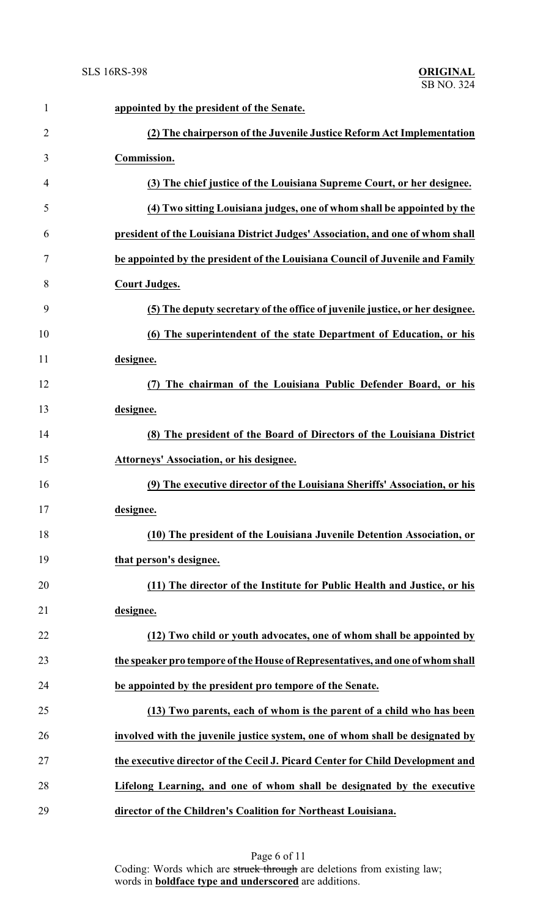**appointed by the president of the Senate.**

**(2) The chairperson of the Juvenile Justice Reform Act Implementation Commission.**

**(3) The chief justice of the Louisiana Supreme Court, or her designee.**

**(4) Two sitting Louisiana judges, one of whom shall be appointed by the president of the Louisiana District Judges' Association, and one of whom shall be appointed by the president of the Louisiana Council of Juvenile and Family Court Judges.**

**(5) The deputy secretary of the office of juvenile justice, or her designee.**

**(6) The superintendent of the state Department of Education, or his designee.**

**(7) The chairman of the Louisiana Public Defender Board, or his designee.**

**(8) The president of the Board of Directors of the Louisiana District Attorneys' Association, or his designee.**

**(9) The executive director of the Louisiana Sheriffs' Association, or his designee.**

**(10) The president of the Louisiana Juvenile Detention Association, or that person's designee.**

**(11) The director of the Institute for Public Health and Justice, or his designee.**

**(12) Two child or youth advocates, one of whom shall be appointed by the speaker pro tempore of the House of Representatives, and one of whom shall be appointed by the president pro tempore of the Senate.**

**(13) Two parents, each of whom is the parent of a child who has been involved with the juvenile justice system, one of whom shall be designated by the executive director of the Cecil J. Picard Center for Child Development and Lifelong Learning, and one of whom shall be designated by the executive director of the Children's Coalition for Northeast Louisiana.**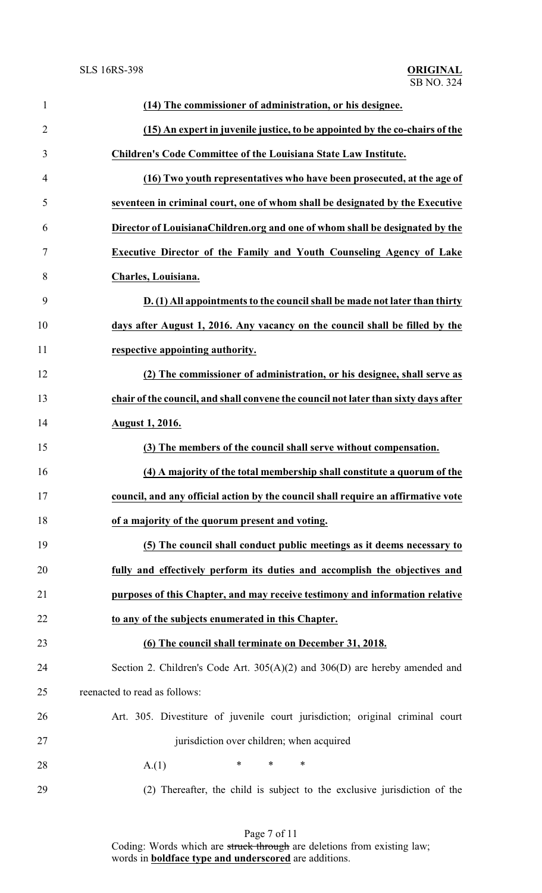**(14) The commissioner of administration, or his designee.**

**(15) An expert in juvenile justice, to be appointed by the co-chairs of the Children's Code Committee of the Louisiana State Law Institute.**

**(16) Two youth representatives who have been prosecuted, at the age of seventeen in criminal court, one of whom shall be designated by the Executive Director of LouisianaChildren.org and one of whom shall be designated by the Executive Director of the Family and Youth Counseling Agency of Lake Charles, Louisiana.**

**D. (1) All appointments to the council shall be made not later than thirty days after August 1, 2016. Any vacancy on the council shall be filled by the respective appointing authority.**

**(2) The commissioner of administration, or his designee, shall serve as chair of the council, and shall convene the council not later than sixty days after August 1, 2016.**

**(3) The members of the council shall serve without compensation.**

**(4) A majority of the total membership shall constitute a quorum of the council, and any official action by the council shall require an affirmative vote of a majority of the quorum present and voting.**

**(5) The council shall conduct public meetings as it deems necessary to fully and effectively perform its duties and accomplish the objectives and purposes of this Chapter, and may receive testimony and information relative to any of the subjects enumerated in this Chapter.**

**(6) The council shall terminate on December 31, 2018.**

Section 2. Children's Code Art. 305(A)(2) and 306(D) are hereby amended and reenacted to read as follows:

Art. 305. Divestiture of juvenile court jurisdiction; original criminal court jurisdiction over children; when acquired

A.(1) * * *

(2) Thereafter, the child is subject to the exclusive jurisdiction of the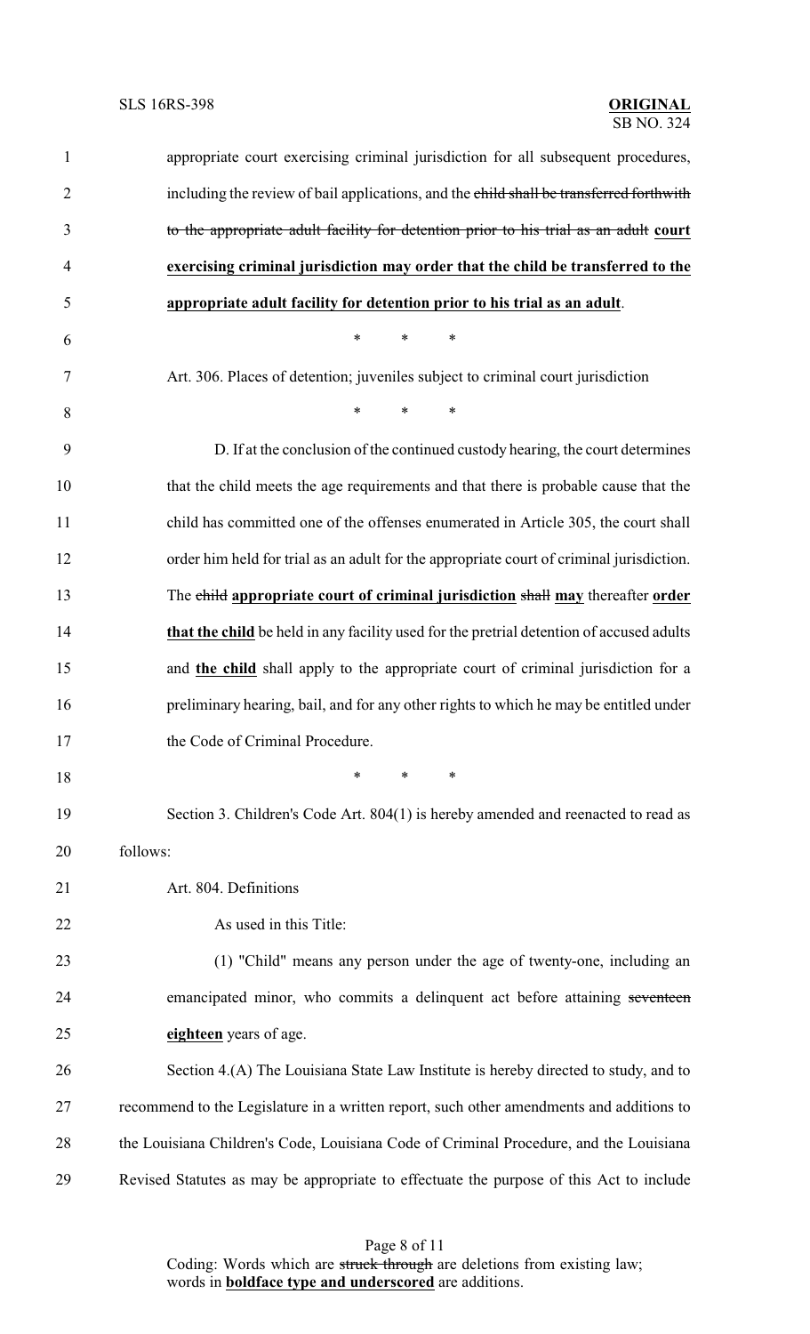appropriate court exercising criminal jurisdiction for all subsequent procedures, including the review of bail applications, and the ~~child shall be transferred forthwith to the appropriate adult facility for detention prior to his trial as an adult~~ **court exercising criminal jurisdiction may order that the child be transferred to the appropriate adult facility for detention prior to his trial as an adult**.

\* \* \*

Art. 306. Places of detention; juveniles subject to criminal court jurisdiction

\* \* \*

D. If at the conclusion of the continued custody hearing, the court determines that the child meets the age requirements and that there is probable cause that the child has committed one of the offenses enumerated in Article 305, the court shall order him held for trial as an adult for the appropriate court of criminal jurisdiction. The ~~child~~ **appropriate court of criminal jurisdiction** ~~shall~~ **may** thereafter **order that the child** be held in any facility used for the pretrial detention of accused adults and **the child** shall apply to the appropriate court of criminal jurisdiction for a preliminary hearing, bail, and for any other rights to which he may be entitled under the Code of Criminal Procedure.

\* \* \*

Section 3. Children's Code Art. 804(1) is hereby amended and reenacted to read as follows:

Art. 804. Definitions

As used in this Title:

(1) "Child" means any person under the age of twenty-one, including an emancipated minor, who commits a delinquent act before attaining ~~seventeen~~ **eighteen** years of age.

Section 4.(A) The Louisiana State Law Institute is hereby directed to study, and to recommend to the Legislature in a written report, such other amendments and additions to the Louisiana Children's Code, Louisiana Code of Criminal Procedure, and the Louisiana Revised Statutes as may be appropriate to effectuate the purpose of this Act to include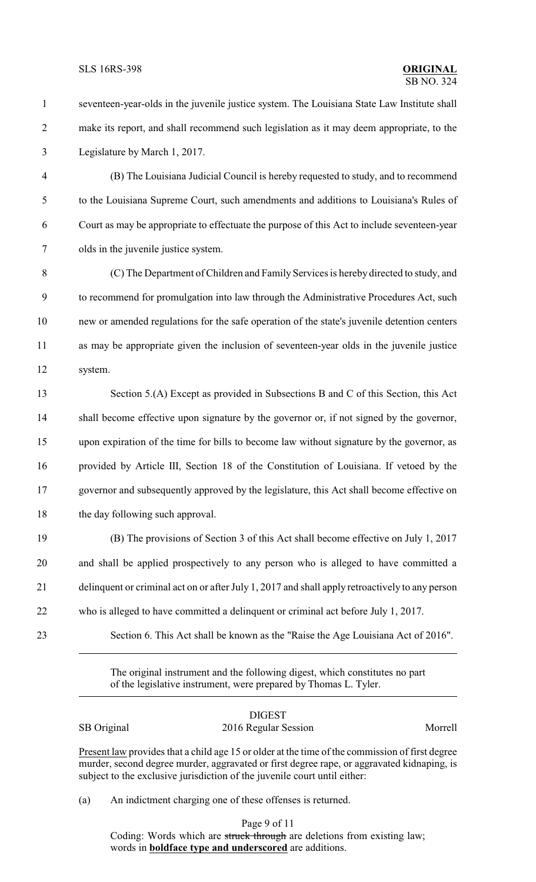seventeen-year-olds in the juvenile justice system. The Louisiana State Law Institute shall make its report, and shall recommend such legislation as it may deem appropriate, to the Legislature by March 1, 2017.

(B) The Louisiana Judicial Council is hereby requested to study, and to recommend to the Louisiana Supreme Court, such amendments and additions to Louisiana's Rules of Court as may be appropriate to effectuate the purpose of this Act to include seventeen-year olds in the juvenile justice system.

(C) The Department of Children and Family Services is hereby directed to study, and to recommend for promulgation into law through the Administrative Procedures Act, such new or amended regulations for the safe operation of the state's juvenile detention centers as may be appropriate given the inclusion of seventeen-year olds in the juvenile justice system.

Section 5.(A) Except as provided in Subsections B and C of this Section, this Act shall become effective upon signature by the governor or, if not signed by the governor, upon expiration of the time for bills to become law without signature by the governor, as provided by Article III, Section 18 of the Constitution of Louisiana. If vetoed by the governor and subsequently approved by the legislature, this Act shall become effective on the day following such approval.

(B) The provisions of Section 3 of this Act shall become effective on July 1, 2017 and shall be applied prospectively to any person who is alleged to have committed a delinquent or criminal act on or after July 1, 2017 and shall apply retroactively to any person who is alleged to have committed a delinquent or criminal act before July 1, 2017.

Section 6. This Act shall be known as the "Raise the Age Louisiana Act of 2016".

---

The original instrument and the following digest, which constitutes no part of the legislative instrument, were prepared by Thomas L. Tyler.

---

DIGEST

SB Original — 2016 Regular Session — Morrell

Present law provides that a child age 15 or older at the time of the commission of first degree murder, second degree murder, aggravated or first degree rape, or aggravated kidnaping, is subject to the exclusive jurisdiction of the juvenile court until either:

(a) An indictment charging one of these offenses is returned.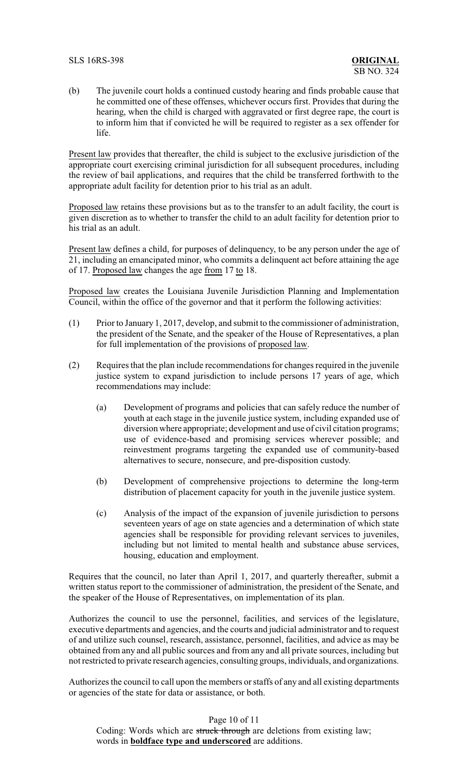(b) The juvenile court holds a continued custody hearing and finds probable cause that he committed one of these offenses, whichever occurs first. Provides that during the hearing, when the child is charged with aggravated or first degree rape, the court is to inform him that if convicted he will be required to register as a sex offender for life.

Present law provides that thereafter, the child is subject to the exclusive jurisdiction of the appropriate court exercising criminal jurisdiction for all subsequent procedures, including the review of bail applications, and requires that the child be transferred forthwith to the appropriate adult facility for detention prior to his trial as an adult.

Proposed law retains these provisions but as to the transfer to an adult facility, the court is given discretion as to whether to transfer the child to an adult facility for detention prior to his trial as an adult.

Present law defines a child, for purposes of delinquency, to be any person under the age of 21, including an emancipated minor, who commits a delinquent act before attaining the age of 17. Proposed law changes the age from 17 to 18.

Proposed law creates the Louisiana Juvenile Jurisdiction Planning and Implementation Council, within the office of the governor and that it perform the following activities:

(1) Prior to January 1, 2017, develop, and submit to the commissioner of administration, the president of the Senate, and the speaker of the House of Representatives, a plan for full implementation of the provisions of proposed law.

(2) Requires that the plan include recommendations for changes required in the juvenile justice system to expand jurisdiction to include persons 17 years of age, which recommendations may include:

   (a) Development of programs and policies that can safely reduce the number of youth at each stage in the juvenile justice system, including expanded use of diversion where appropriate; development and use of civil citation programs; use of evidence-based and promising services wherever possible; and reinvestment programs targeting the expanded use of community-based alternatives to secure, nonsecure, and pre-disposition custody.

   (b) Development of comprehensive projections to determine the long-term distribution of placement capacity for youth in the juvenile justice system.

   (c) Analysis of the impact of the expansion of juvenile jurisdiction to persons seventeen years of age on state agencies and a determination of which state agencies shall be responsible for providing relevant services to juveniles, including but not limited to mental health and substance abuse services, housing, education and employment.

Requires that the council, no later than April 1, 2017, and quarterly thereafter, submit a written status report to the commissioner of administration, the president of the Senate, and the speaker of the House of Representatives, on implementation of its plan.

Authorizes the council to use the personnel, facilities, and services of the legislature, executive departments and agencies, and the courts and judicial administrator and to request of and utilize such counsel, research, assistance, personnel, facilities, and advice as may be obtained from any and all public sources and from any and all private sources, including but not restricted to private research agencies, consulting groups, individuals, and organizations.

Authorizes the council to call upon the members or staffs of any and all existing departments or agencies of the state for data or assistance, or both.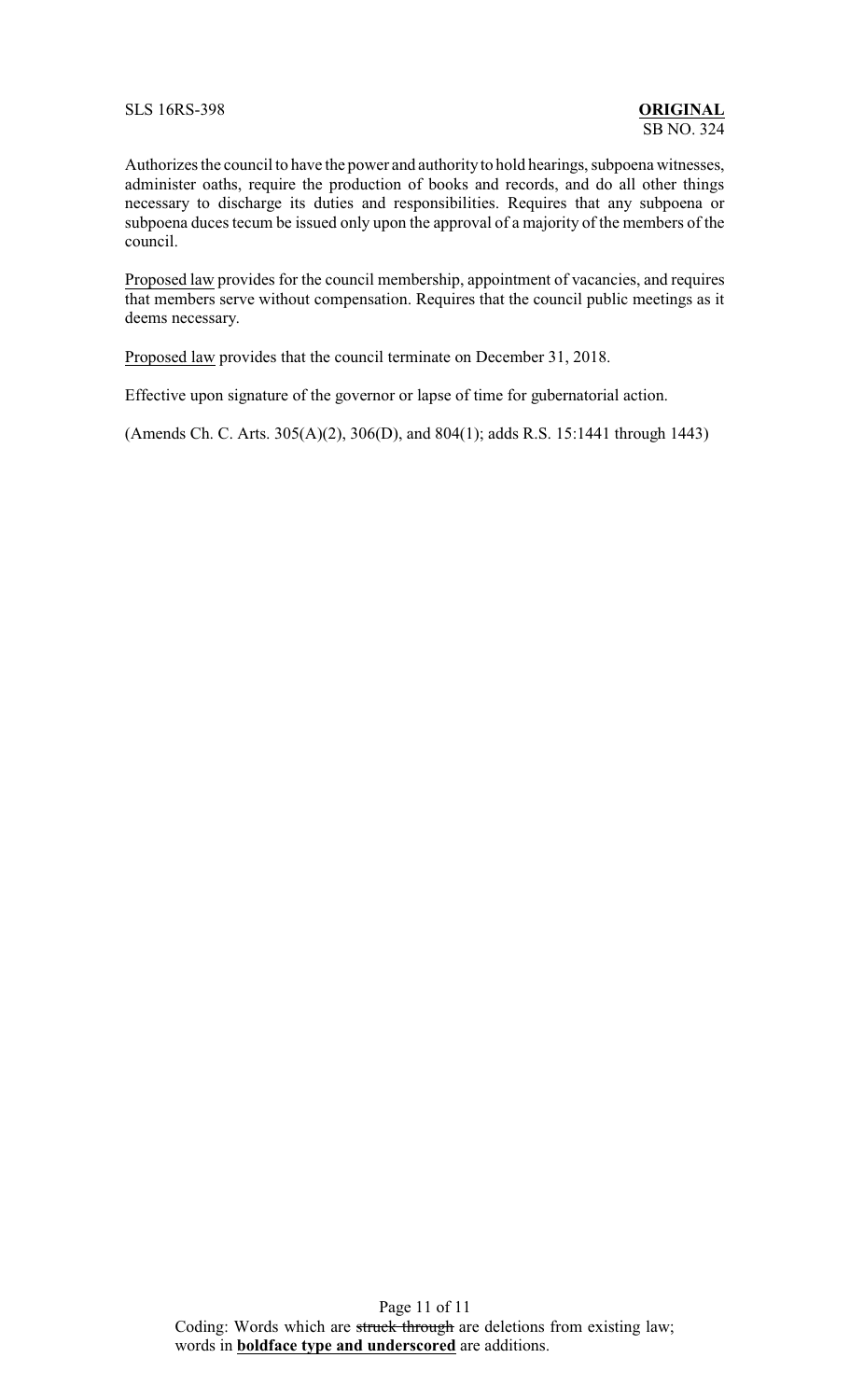Authorizes the council to have the power and authority to hold hearings, subpoena witnesses, administer oaths, require the production of books and records, and do all other things necessary to discharge its duties and responsibilities. Requires that any subpoena or subpoena duces tecum be issued only upon the approval of a majority of the members of the council.

Proposed law provides for the council membership, appointment of vacancies, and requires that members serve without compensation. Requires that the council public meetings as it deems necessary.

Proposed law provides that the council terminate on December 31, 2018.

Effective upon signature of the governor or lapse of time for gubernatorial action.

(Amends Ch. C. Arts. 305(A)(2), 306(D), and 804(1); adds R.S. 15:1441 through 1443)